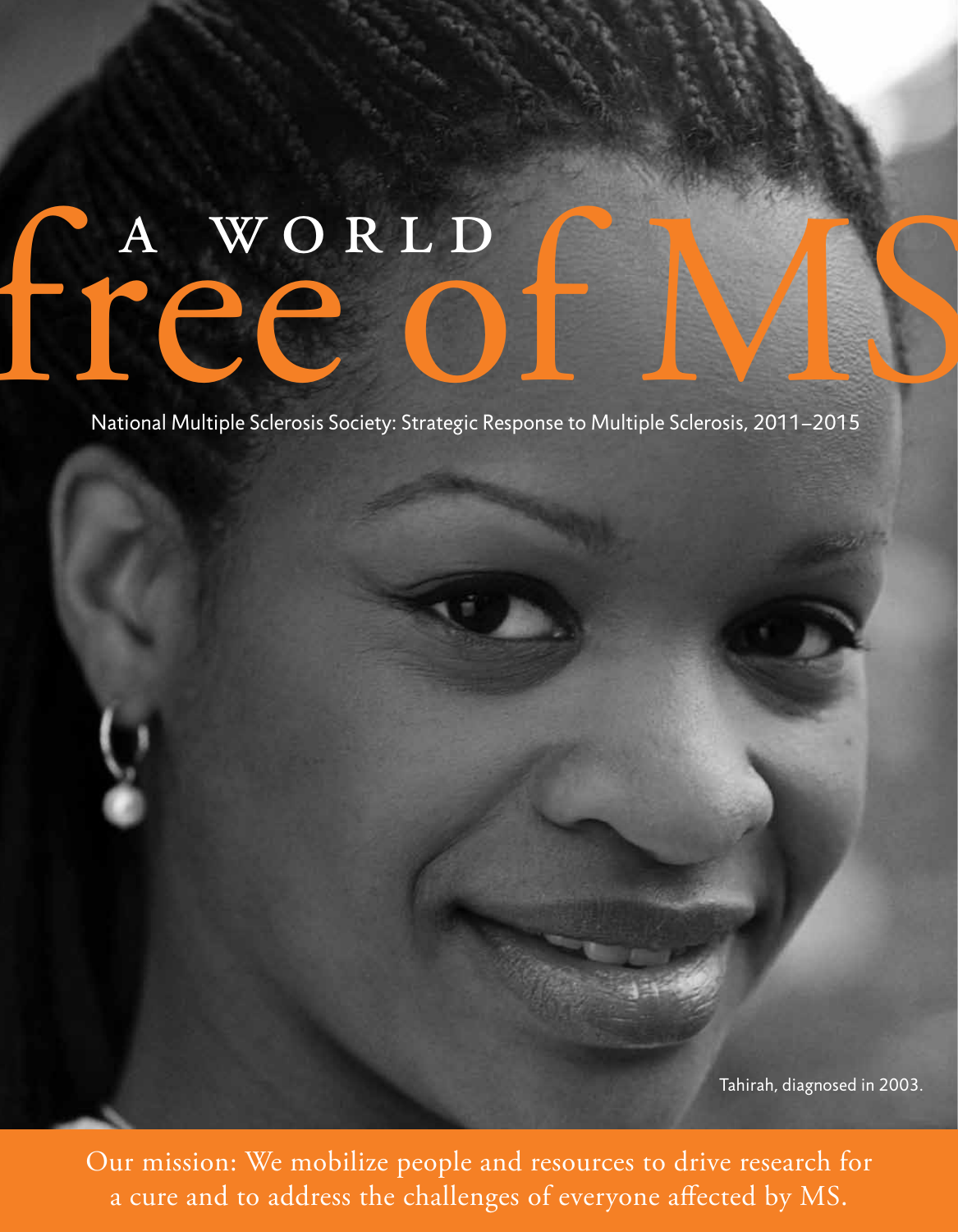# A WORLD free of MS

National Multiple Sclerosis Society: Strategic Response to Multiple Sclerosis, 2011–2015

Tahirah, diagnosed in 2003.

Our mission: We mobilize people and resources to drive research for a cure and to address the challenges of everyone affected by MS.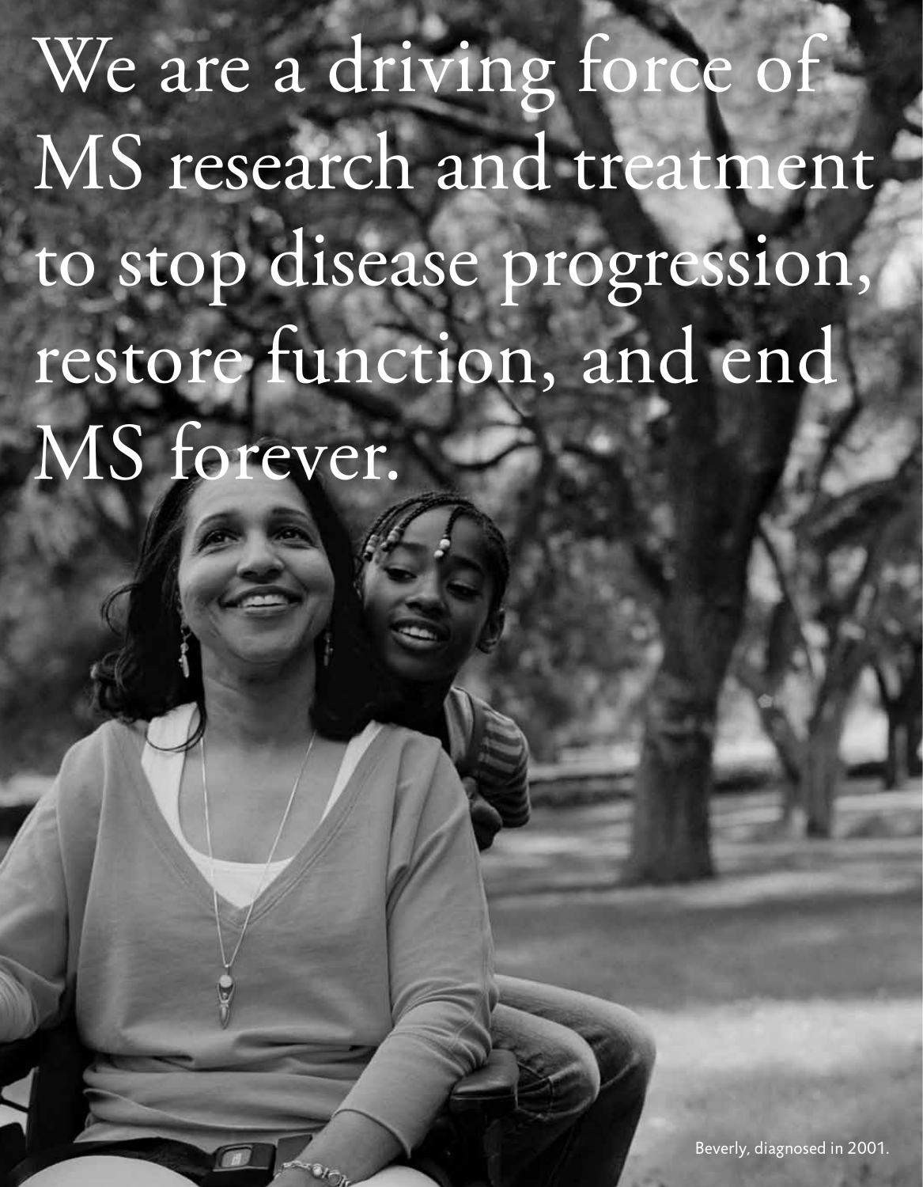# We are a driving force of MS research and treatment to stop disease progression, restore function, and end MS forever.

Beverly, diagnosed in 2001.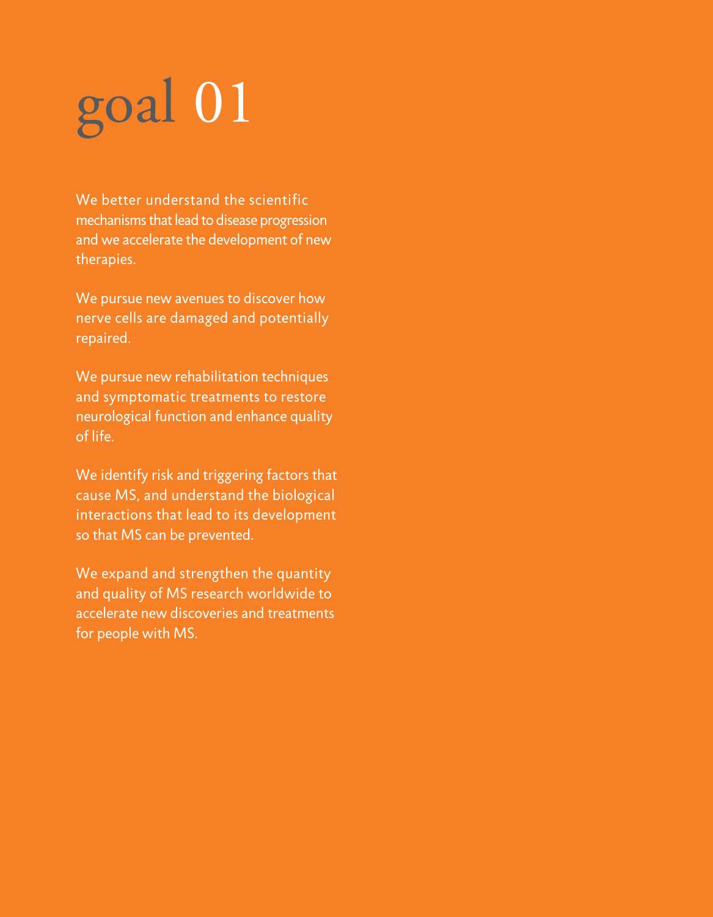# goal 01

We better understand the scientific mechanisms that lead to disease progression and we accelerate the development of new therapies.

We pursue new avenues to discover how nerve cells are damaged and potentially repaired.

We pursue new rehabilitation techniques and symptomatic treatments to restore neurological function and enhance quality of life.

We identify risk and triggering factors that cause MS, and understand the biological interactions that lead to its development so that MS can be prevented.

We expand and strengthen the quantity and quality of MS research worldwide to accelerate new discoveries and treatments for people with MS.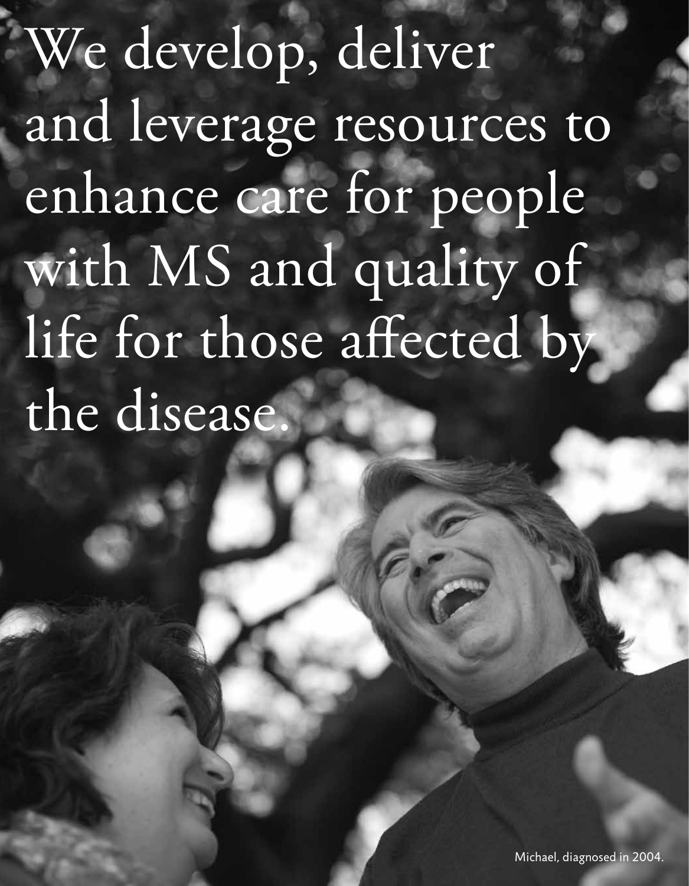We develop, deliver and leverage resources to enhance care for people with MS and quality of life for those affected by the disease.

Michael, diagnosed in 2004.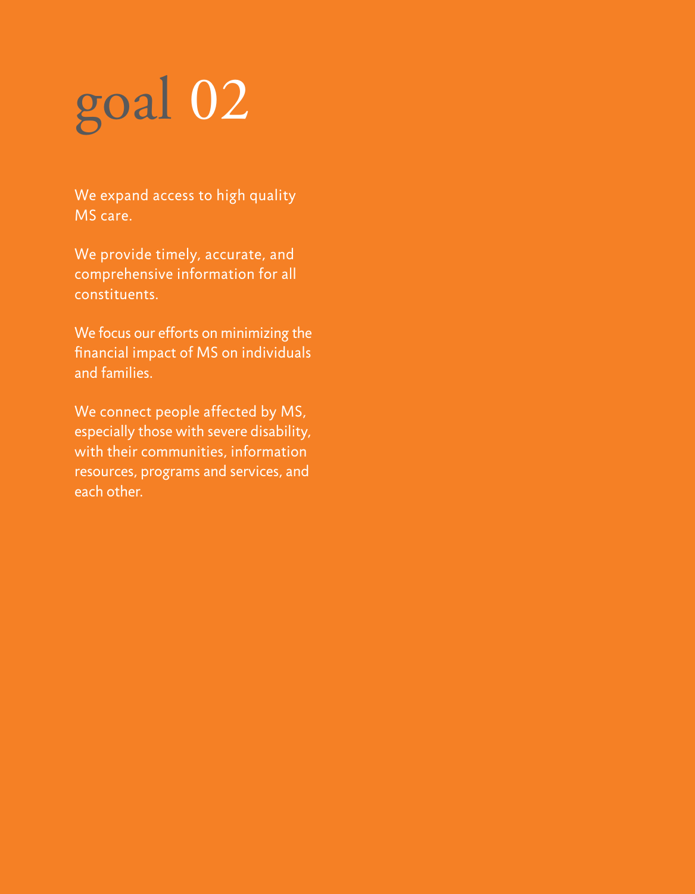# goal 02

We expand access to high quality MS care.

We provide timely, accurate, and comprehensive information for all constituents.

We focus our efforts on minimizing the financial impact of MS on individuals and families.

We connect people affected by MS, especially those with severe disability, with their communities, information resources, programs and services, and each other.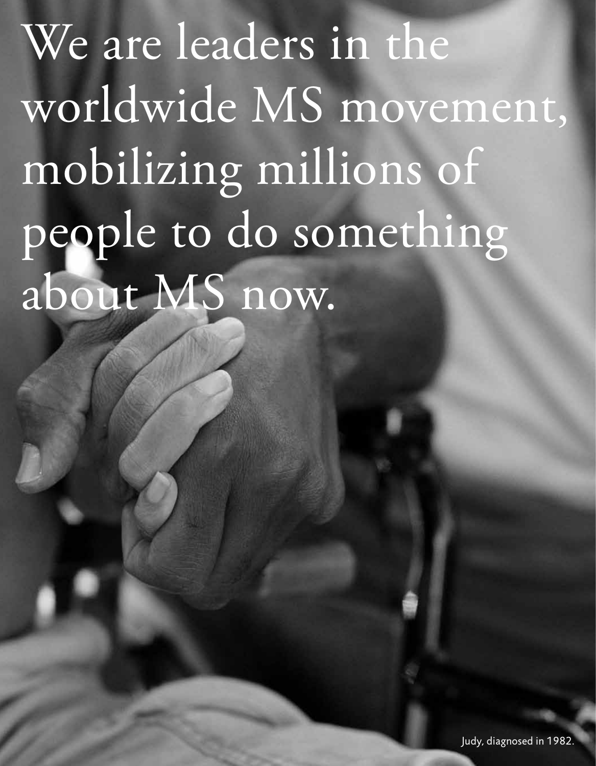# We are leaders in the worldwide MS movement, mobilizing millions of people to do something about MS now.

Judy, diagnosed in 1982.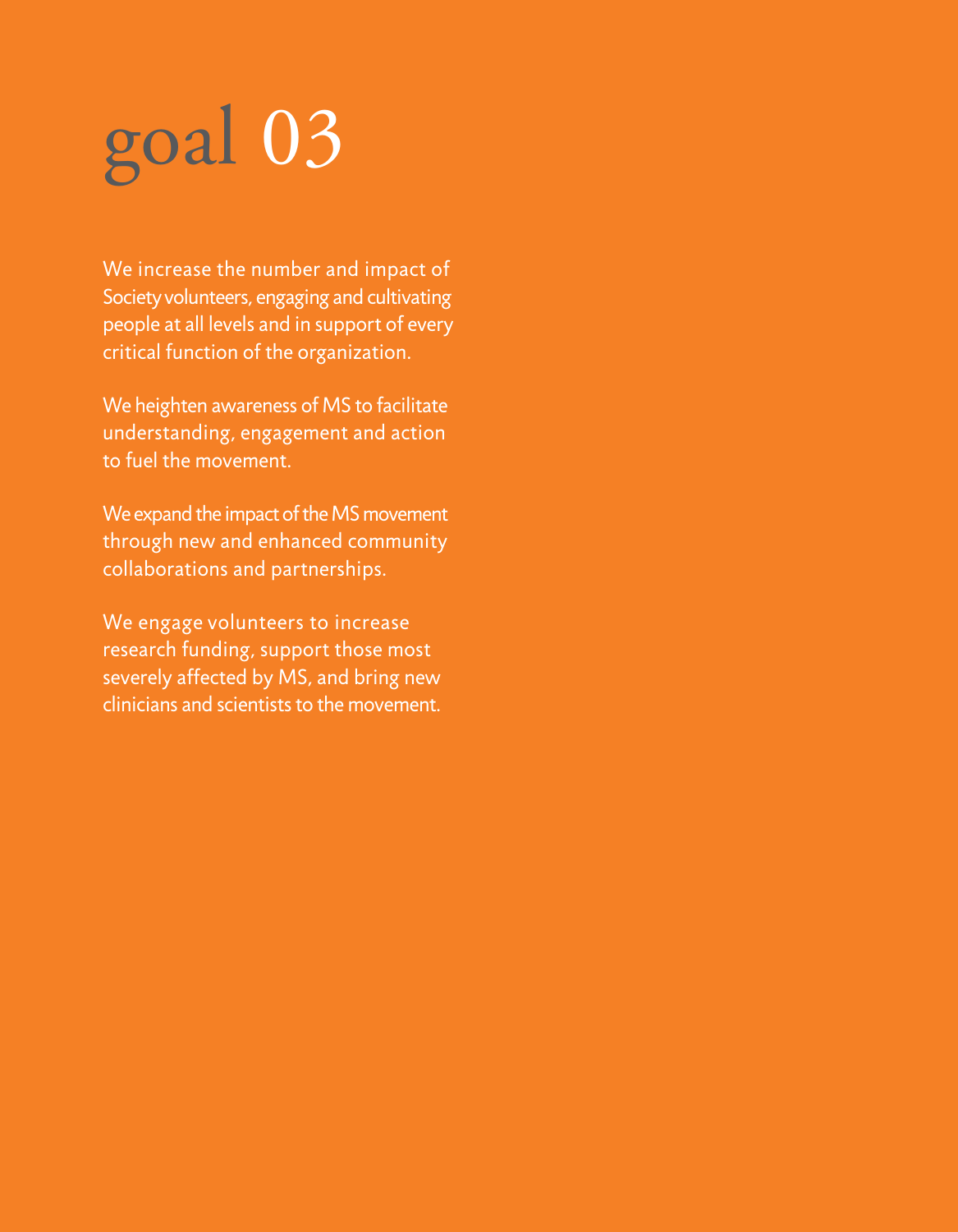# goal 03

We increase the number and impact of Society volunteers, engaging and cultivating people at all levels and in support of every critical function of the organization.

We heighten awareness of MS to facilitate understanding, engagement and action to fuel the movement.

We expand the impact of the MS movement through new and enhanced community collaborations and partnerships.

We engage volunteers to increase research funding, support those most severely affected by MS, and bring new clinicians and scientists to the movement.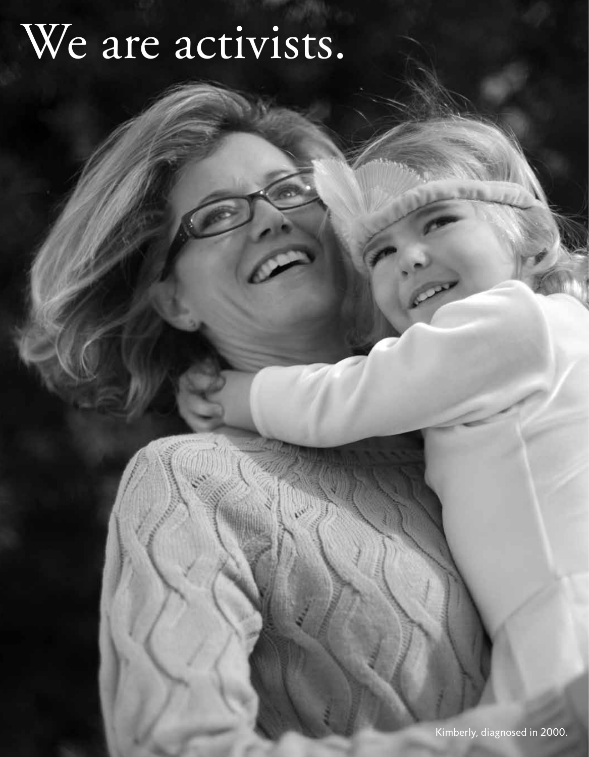# We are activists.

Kimberly, diagnosed in 2000.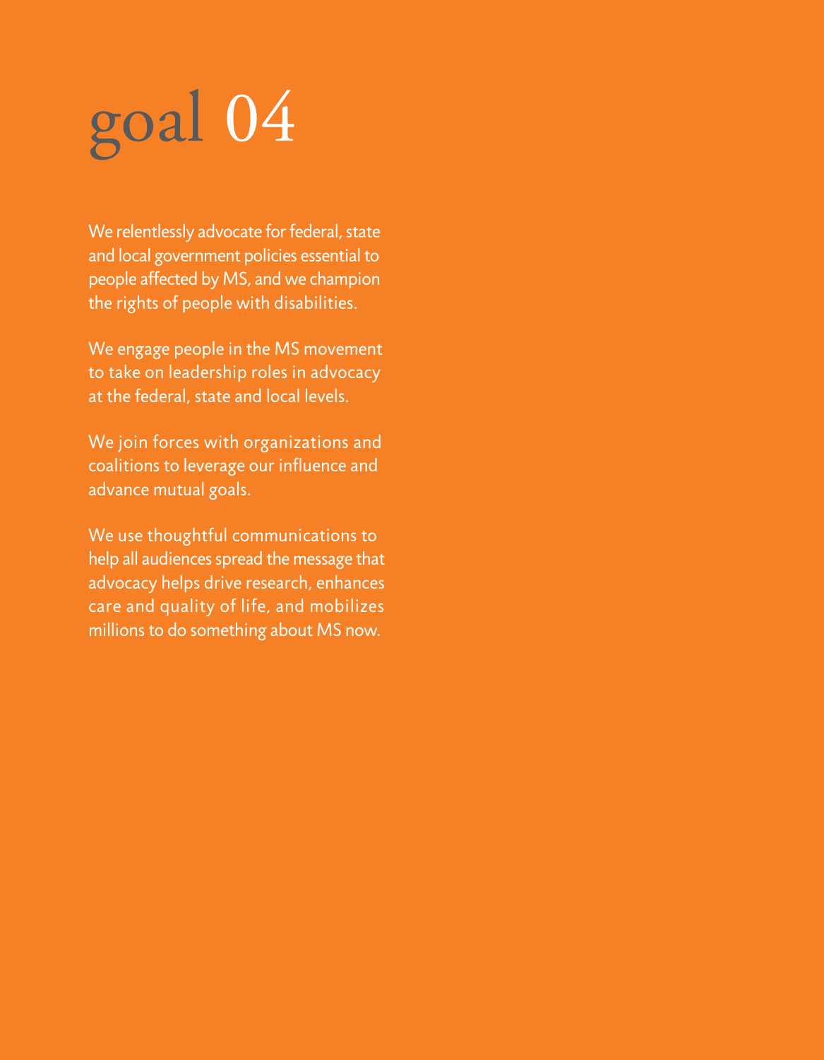# goal 04

We relentlessly advocate for federal, state and local government policies essential to people affected by MS, and we champion the rights of people with disabilities.

We engage people in the MS movement to take on leadership roles in advocacy at the federal, state and local levels.

We join forces with organizations and coalitions to leverage our influence and advance mutual goals.

We use thoughtful communications to help all audiences spread the message that advocacy helps drive research, enhances care and quality of life, and mobilizes millions to do something about MS now.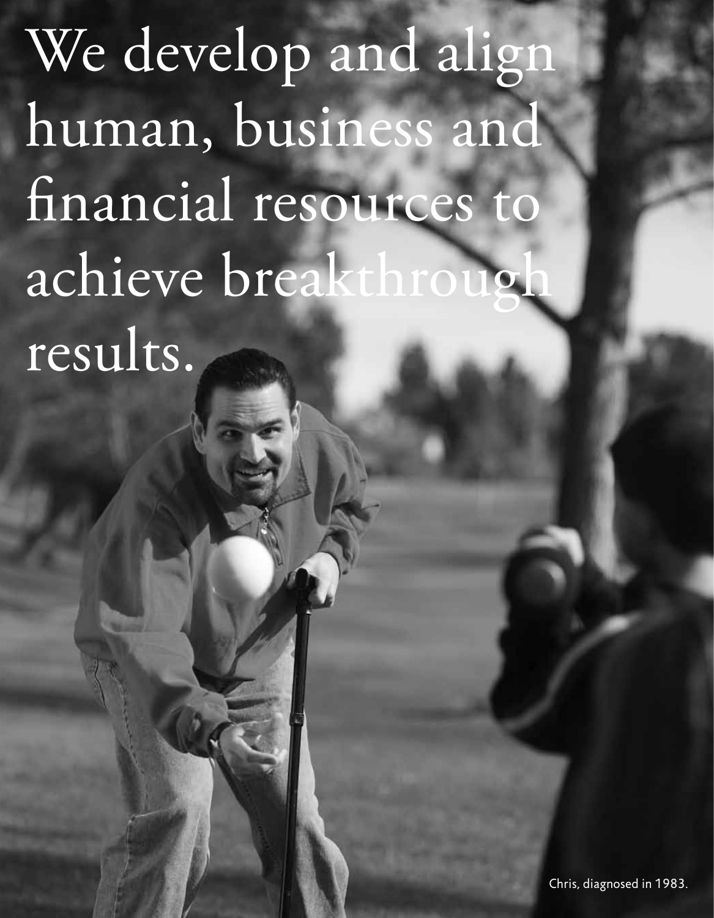We develop and align human, business and financial resources to achieve breakthrough results.

Chris, diagnosed in 1983.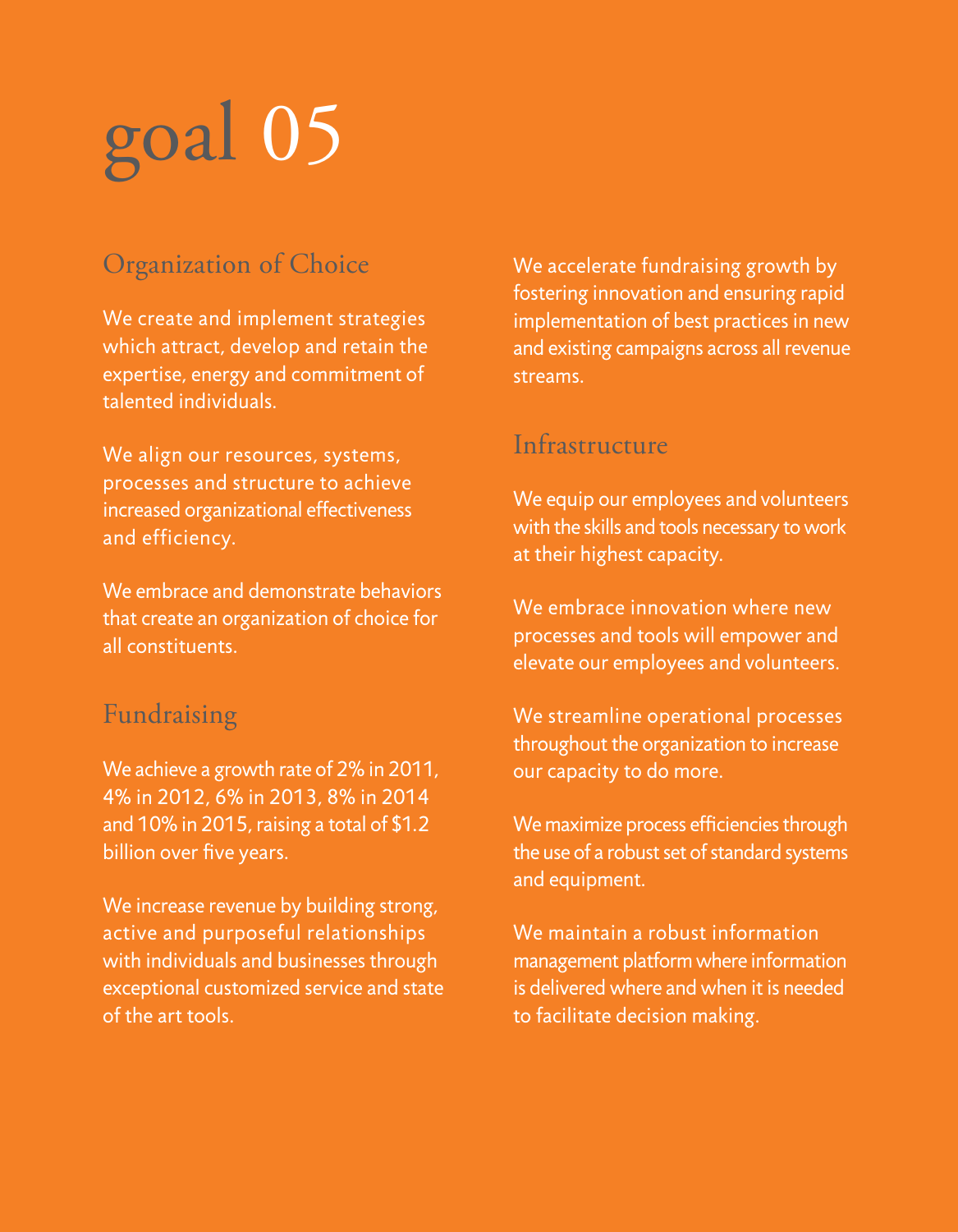# goal 05

## Organization of Choice

We create and implement strategies which attract, develop and retain the expertise, energy and commitment of talented individuals.

We align our resources, systems, processes and structure to achieve increased organizational effectiveness and efficiency.

We embrace and demonstrate behaviors that create an organization of choice for all constituents.

## Fundraising

We achieve a growth rate of 2% in 2011, 4% in 2012, 6% in 2013, 8% in 2014 and 10% in 2015, raising a total of $1.2 billion over five years.

We increase revenue by building strong, active and purposeful relationships with individuals and businesses through exceptional customized service and state of the art tools.

We accelerate fundraising growth by fostering innovation and ensuring rapid implementation of best practices in new and existing campaigns across all revenue streams.

## Infrastructure

We equip our employees and volunteers with the skills and tools necessary to work at their highest capacity.

We embrace innovation where new processes and tools will empower and elevate our employees and volunteers.

We streamline operational processes throughout the organization to increase our capacity to do more.

We maximize process efficiencies through the use of a robust set of standard systems and equipment.

We maintain a robust information management platform where information is delivered where and when it is needed to facilitate decision making.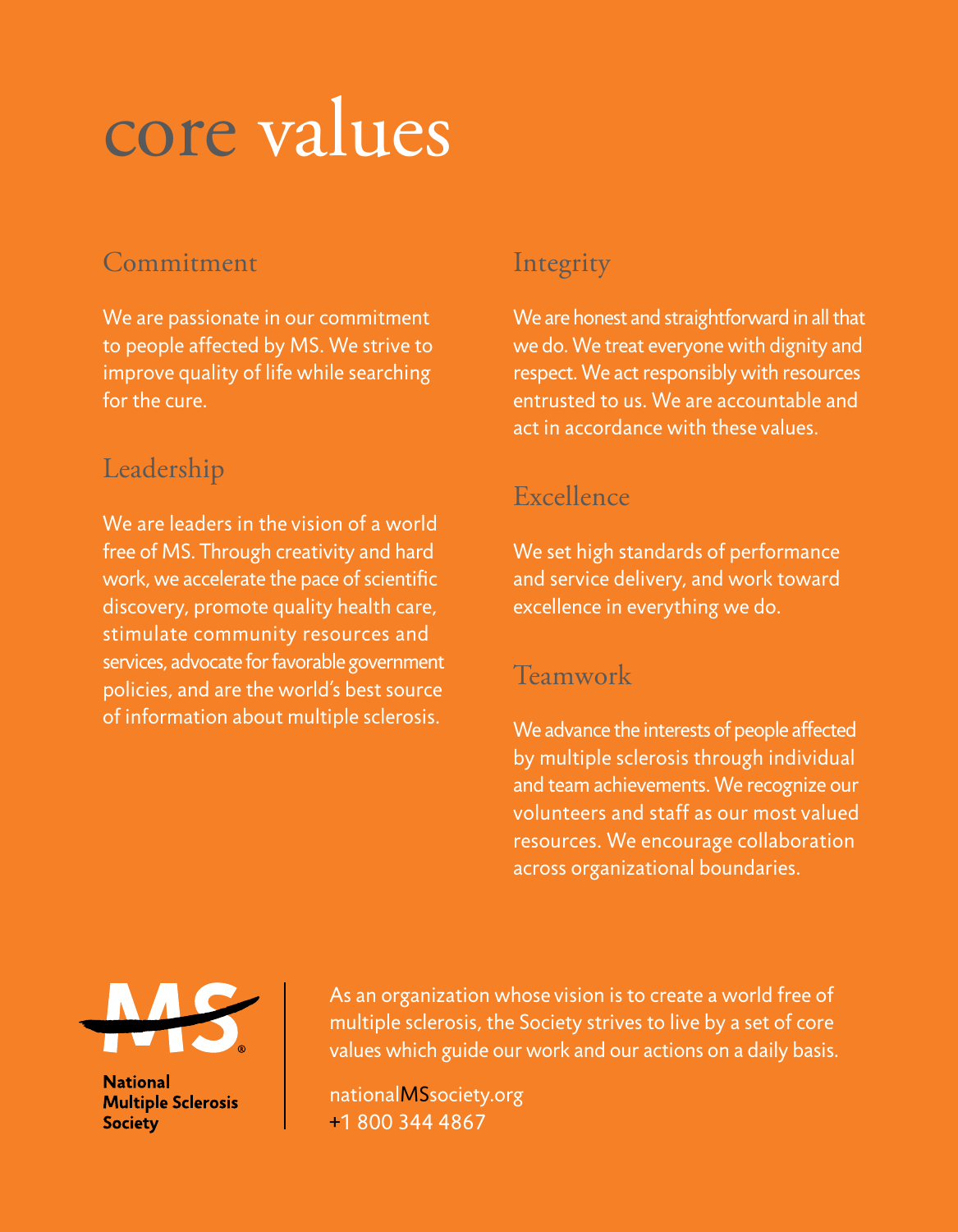# core values

## Commitment

We are passionate in our commitment to people affected by MS. We strive to improve quality of life while searching for the cure.

## Leadership

We are leaders in the vision of a world free of MS. Through creativity and hard work, we accelerate the pace of scientific discovery, promote quality health care, stimulate community resources and services, advocate for favorable government policies, and are the world's best source of information about multiple sclerosis.

## Integrity

We are honest and straightforward in all that we do. We treat everyone with dignity and respect. We act responsibly with resources entrusted to us. We are accountable and act in accordance with these values.

## Excellence

We set high standards of performance and service delivery, and work toward excellence in everything we do.

## Teamwork

We advance the interests of people affected by multiple sclerosis through individual and team achievements. We recognize our volunteers and staff as our most valued resources. We encourage collaboration across organizational boundaries.

**National Multiple Sclerosis Society**

As an organization whose vision is to create a world free of multiple sclerosis, the Society strives to live by a set of core values which guide our work and our actions on a daily basis.

nationalMSsociety.org
+1 800 344 4867